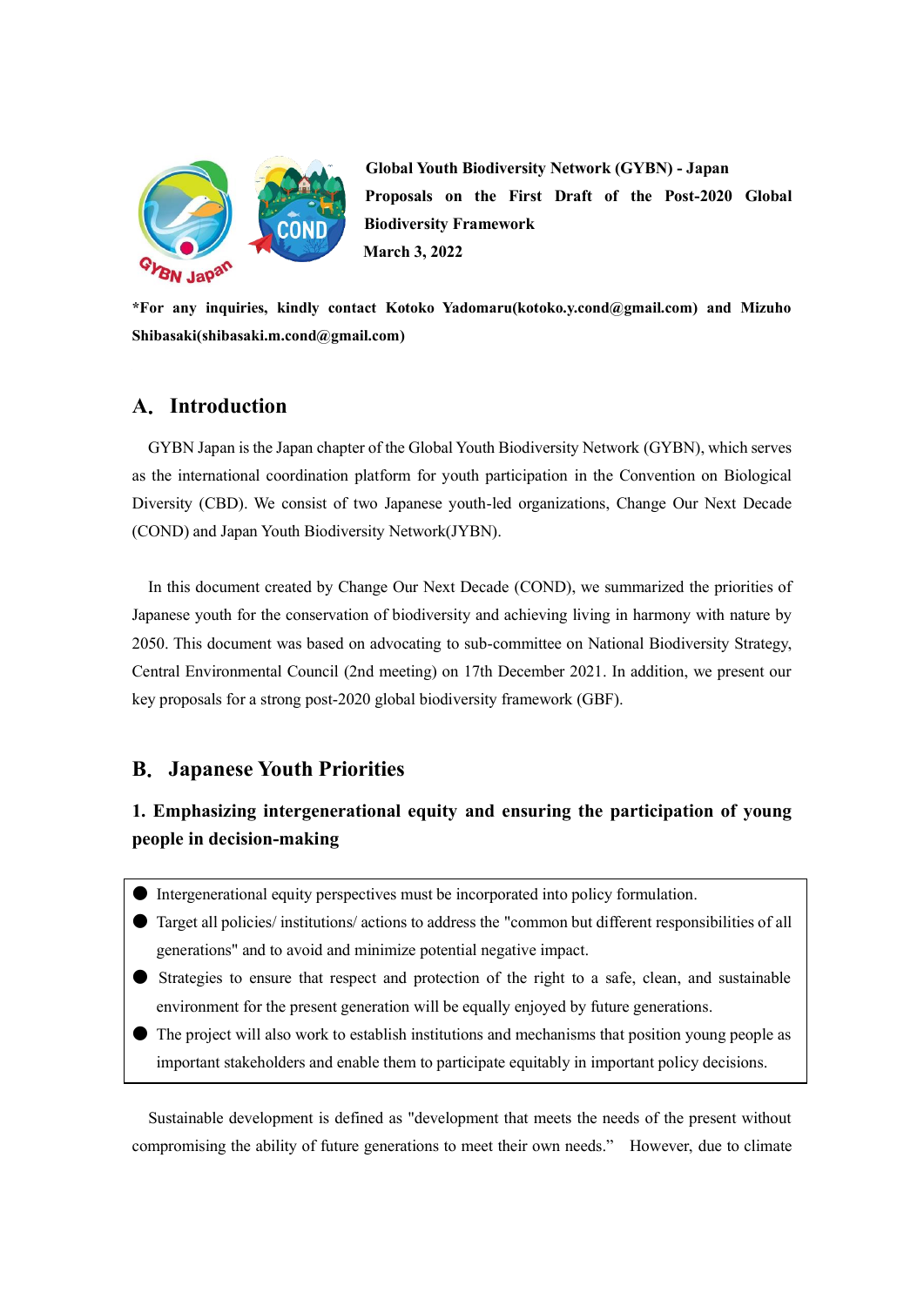**Global Youth Biodiversity Network (GYBN) - Japan**

**Proposals on the First Draft of the Post-2020 Global Biodiversity Framework**

**March 3, 2022**

***For any inquiries, kindly contact Kotoko Yadomaru(kotoko.y.cond@gmail.com) and Mizuho Shibasaki(shibasaki.m.cond@gmail.com)**

## A. Introduction

GYBN Japan is the Japan chapter of the Global Youth Biodiversity Network (GYBN), which serves as the international coordination platform for youth participation in the Convention on Biological Diversity (CBD). We consist of two Japanese youth-led organizations, Change Our Next Decade (COND) and Japan Youth Biodiversity Network(JYBN).

In this document created by Change Our Next Decade (COND), we summarized the priorities of Japanese youth for the conservation of biodiversity and achieving living in harmony with nature by 2050. This document was based on advocating to sub-committee on National Biodiversity Strategy, Central Environmental Council (2nd meeting) on 17th December 2021. In addition, we present our key proposals for a strong post-2020 global biodiversity framework (GBF).

## B. Japanese Youth Priorities

### 1. Emphasizing intergenerational equity and ensuring the participation of young people in decision-making

- Intergenerational equity perspectives must be incorporated into policy formulation.
- Target all policies/ institutions/ actions to address the "common but different responsibilities of all generations" and to avoid and minimize potential negative impact.
- Strategies to ensure that respect and protection of the right to a safe, clean, and sustainable environment for the present generation will be equally enjoyed by future generations.
- The project will also work to establish institutions and mechanisms that position young people as important stakeholders and enable them to participate equitably in important policy decisions.

Sustainable development is defined as "development that meets the needs of the present without compromising the ability of future generations to meet their own needs." However, due to climate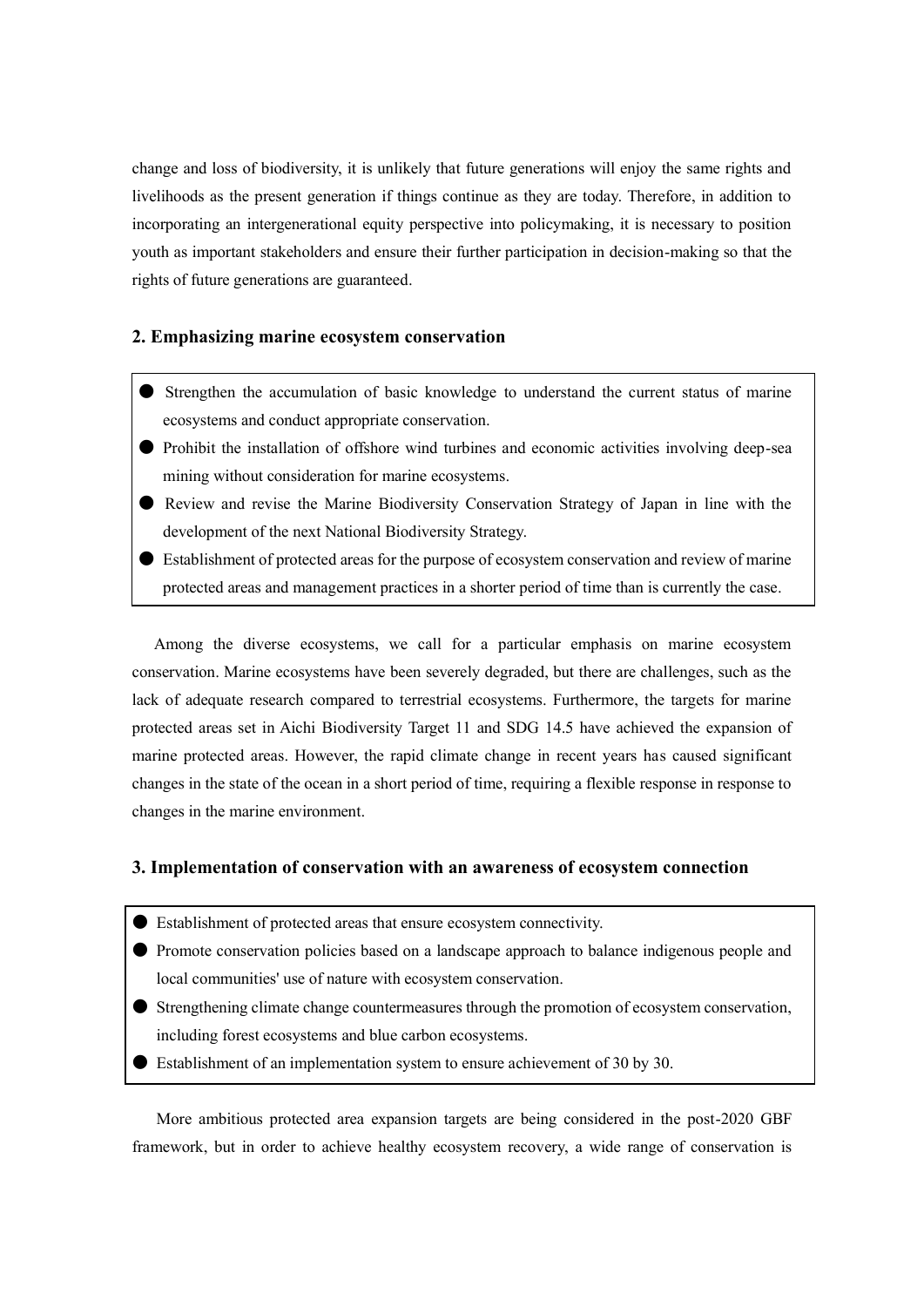change and loss of biodiversity, it is unlikely that future generations will enjoy the same rights and livelihoods as the present generation if things continue as they are today. Therefore, in addition to incorporating an intergenerational equity perspective into policymaking, it is necessary to position youth as important stakeholders and ensure their further participation in decision-making so that the rights of future generations are guaranteed.

### 2. Emphasizing marine ecosystem conservation

- Strengthen the accumulation of basic knowledge to understand the current status of marine ecosystems and conduct appropriate conservation.
- Prohibit the installation of offshore wind turbines and economic activities involving deep-sea mining without consideration for marine ecosystems.
- Review and revise the Marine Biodiversity Conservation Strategy of Japan in line with the development of the next National Biodiversity Strategy.
- Establishment of protected areas for the purpose of ecosystem conservation and review of marine protected areas and management practices in a shorter period of time than is currently the case.

Among the diverse ecosystems, we call for a particular emphasis on marine ecosystem conservation. Marine ecosystems have been severely degraded, but there are challenges, such as the lack of adequate research compared to terrestrial ecosystems. Furthermore, the targets for marine protected areas set in Aichi Biodiversity Target 11 and SDG 14.5 have achieved the expansion of marine protected areas. However, the rapid climate change in recent years has caused significant changes in the state of the ocean in a short period of time, requiring a flexible response in response to changes in the marine environment.

### 3. Implementation of conservation with an awareness of ecosystem connection

- Establishment of protected areas that ensure ecosystem connectivity.
- Promote conservation policies based on a landscape approach to balance indigenous people and local communities' use of nature with ecosystem conservation.
- Strengthening climate change countermeasures through the promotion of ecosystem conservation, including forest ecosystems and blue carbon ecosystems.
- Establishment of an implementation system to ensure achievement of 30 by 30.

More ambitious protected area expansion targets are being considered in the post-2020 GBF framework, but in order to achieve healthy ecosystem recovery, a wide range of conservation is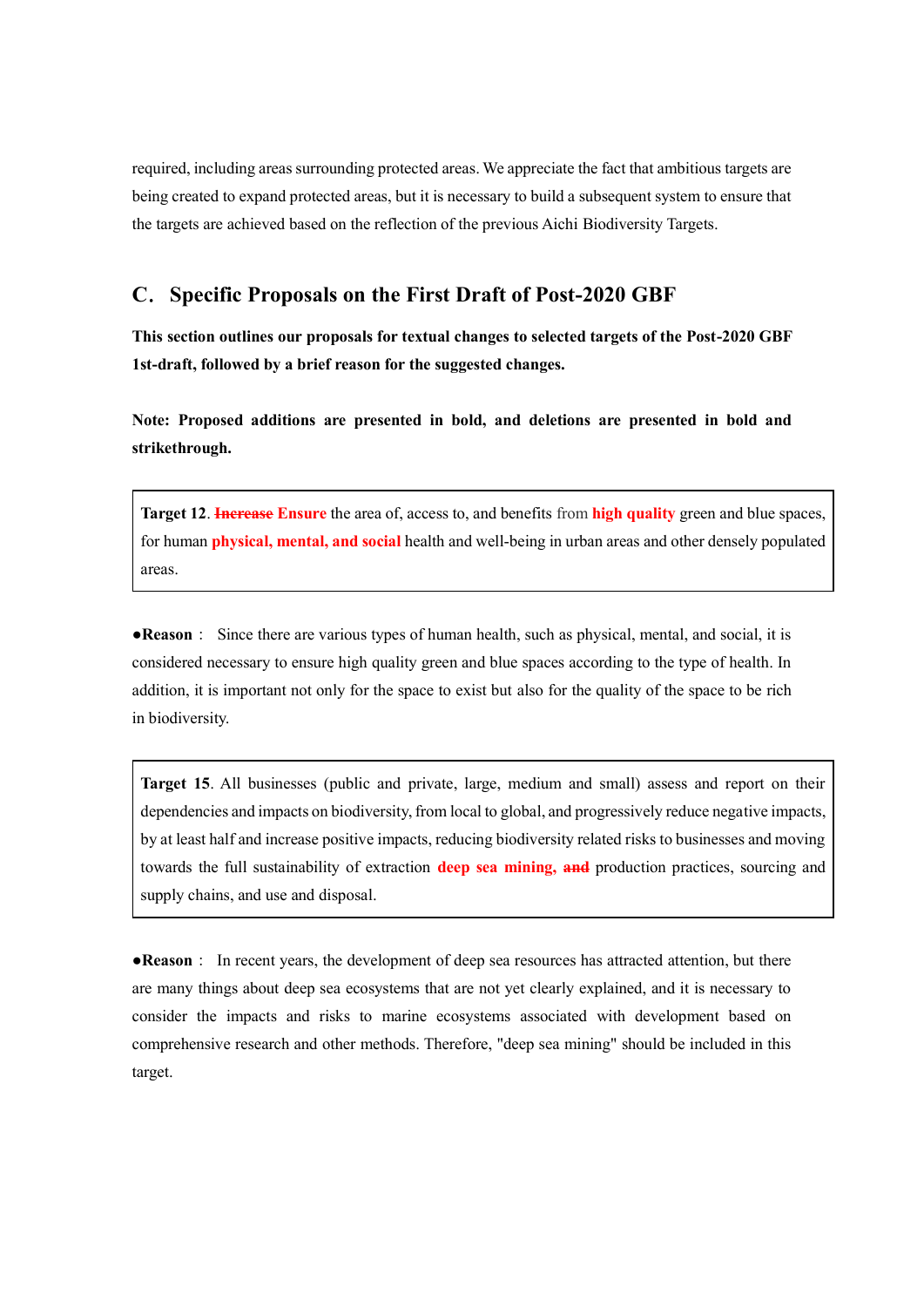required, including areas surrounding protected areas. We appreciate the fact that ambitious targets are being created to expand protected areas, but it is necessary to build a subsequent system to ensure that the targets are achieved based on the reflection of the previous Aichi Biodiversity Targets.

## C. Specific Proposals on the First Draft of Post-2020 GBF

**This section outlines our proposals for textual changes to selected targets of the Post-2020 GBF 1st-draft, followed by a brief reason for the suggested changes.**

**Note: Proposed additions are presented in bold, and deletions are presented in bold and strikethrough.**

> **Target 12**. ~~**Increase**~~ **Ensure** the area of, access to, and benefits from **high quality** green and blue spaces, for human **physical, mental, and social** health and well-being in urban areas and other densely populated areas.

●**Reason**： Since there are various types of human health, such as physical, mental, and social, it is considered necessary to ensure high quality green and blue spaces according to the type of health. In addition, it is important not only for the space to exist but also for the quality of the space to be rich in biodiversity.

> **Target 15**. All businesses (public and private, large, medium and small) assess and report on their dependencies and impacts on biodiversity, from local to global, and progressively reduce negative impacts, by at least half and increase positive impacts, reducing biodiversity related risks to businesses and moving towards the full sustainability of extraction **deep sea mining,** ~~**and**~~ production practices, sourcing and supply chains, and use and disposal.

●**Reason**： In recent years, the development of deep sea resources has attracted attention, but there are many things about deep sea ecosystems that are not yet clearly explained, and it is necessary to consider the impacts and risks to marine ecosystems associated with development based on comprehensive research and other methods. Therefore, "deep sea mining" should be included in this target.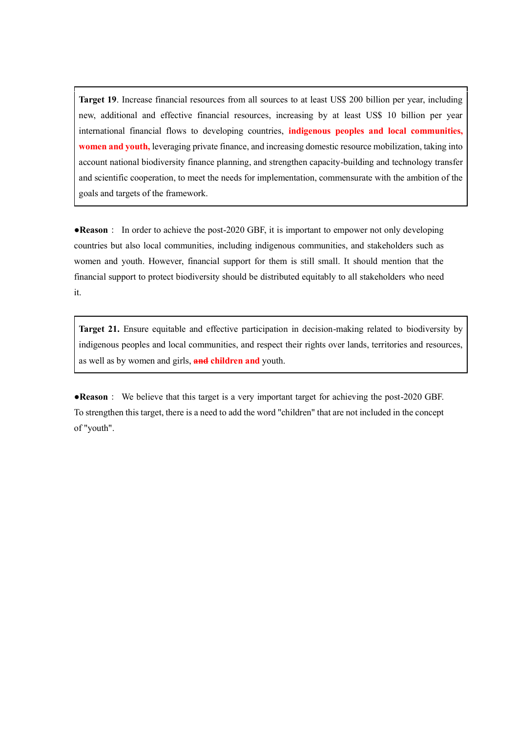**Target 19**. Increase financial resources from all sources to at least US$ 200 billion per year, including new, additional and effective financial resources, increasing by at least US$ 10 billion per year international financial flows to developing countries, **indigenous peoples and local communities, women and youth,** leveraging private finance, and increasing domestic resource mobilization, taking into account national biodiversity finance planning, and strengthen capacity-building and technology transfer and scientific cooperation, to meet the needs for implementation, commensurate with the ambition of the goals and targets of the framework.

●**Reason**： In order to achieve the post-2020 GBF, it is important to empower not only developing countries but also local communities, including indigenous communities, and stakeholders such as women and youth. However, financial support for them is still small. It should mention that the financial support to protect biodiversity should be distributed equitably to all stakeholders who need it.

**Target 21.** Ensure equitable and effective participation in decision-making related to biodiversity by indigenous peoples and local communities, and respect their rights over lands, territories and resources, as well as by women and girls, ~~and~~ **children and** youth.

●**Reason**： We believe that this target is a very important target for achieving the post-2020 GBF. To strengthen this target, there is a need to add the word "children" that are not included in the concept of "youth".